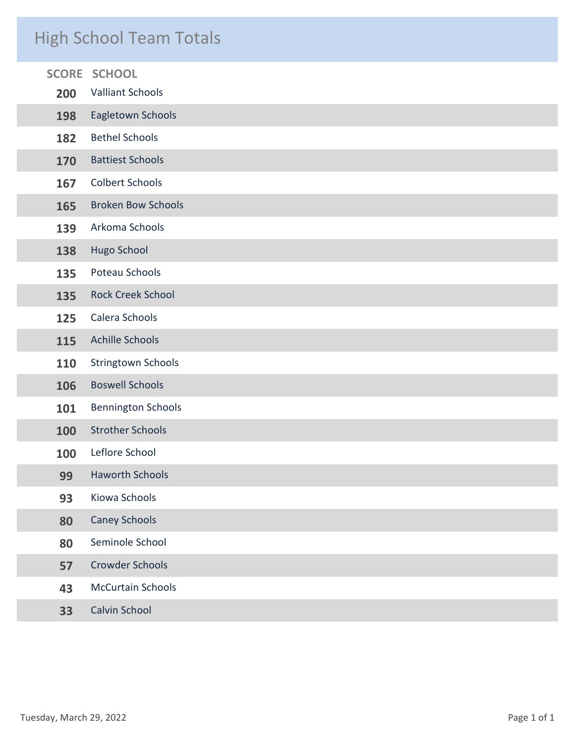# High School Team Totals

| SCORE | SCHOOL |
|---|---|
| 200 | Valliant Schools |
| 198 | Eagletown Schools |
| 182 | Bethel Schools |
| 170 | Battiest Schools |
| 167 | Colbert Schools |
| 165 | Broken Bow Schools |
| 139 | Arkoma Schools |
| 138 | Hugo School |
| 135 | Poteau Schools |
| 135 | Rock Creek School |
| 125 | Calera Schools |
| 115 | Achille Schools |
| 110 | Stringtown Schools |
| 106 | Boswell Schools |
| 101 | Bennington Schools |
| 100 | Strother Schools |
| 100 | Leflore School |
| 99 | Haworth Schools |
| 93 | Kiowa Schools |
| 80 | Caney Schools |
| 80 | Seminole School |
| 57 | Crowder Schools |
| 43 | McCurtain Schools |
| 33 | Calvin School |

Tuesday, March 29, 2022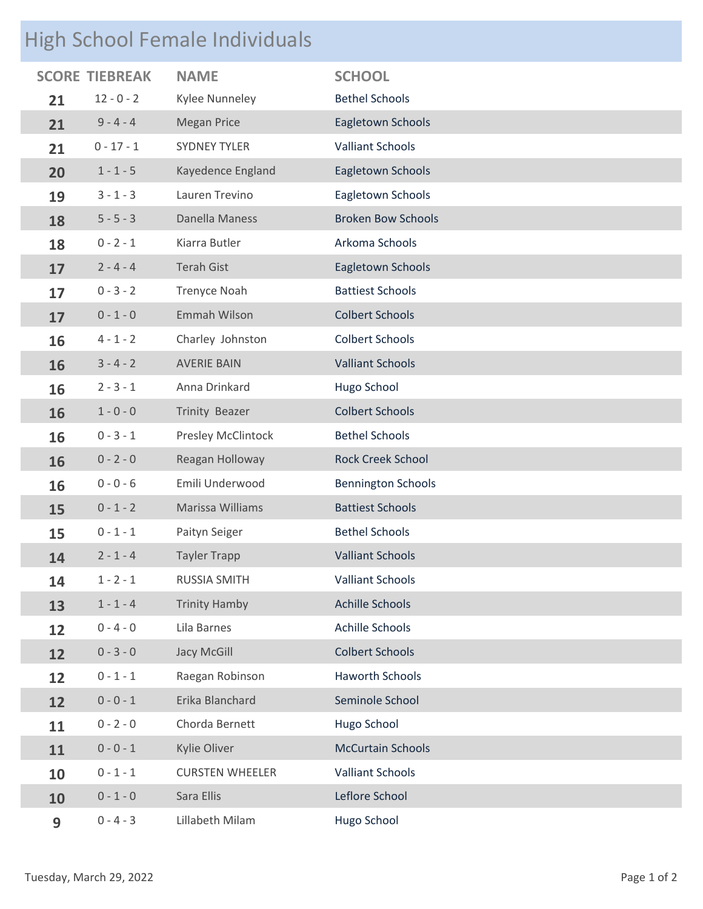## High School Female Individuals

| SCORE | TIEBREAK | NAME | SCHOOL |
|---|---|---|---|
| 21 | 12 - 0 - 2 | Kylee Nunneley | Bethel Schools |
| 21 | 9 - 4 - 4 | Megan Price | Eagletown Schools |
| 21 | 0 - 17 - 1 | SYDNEY TYLER | Valliant Schools |
| 20 | 1 - 1 - 5 | Kayedence England | Eagletown Schools |
| 19 | 3 - 1 - 3 | Lauren Trevino | Eagletown Schools |
| 18 | 5 - 5 - 3 | Danella Maness | Broken Bow Schools |
| 18 | 0 - 2 - 1 | Kiarra Butler | Arkoma Schools |
| 17 | 2 - 4 - 4 | Terah Gist | Eagletown Schools |
| 17 | 0 - 3 - 2 | Trenyce Noah | Battiest Schools |
| 17 | 0 - 1 - 0 | Emmah Wilson | Colbert Schools |
| 16 | 4 - 1 - 2 | Charley Johnston | Colbert Schools |
| 16 | 3 - 4 - 2 | AVERIE BAIN | Valliant Schools |
| 16 | 2 - 3 - 1 | Anna Drinkard | Hugo School |
| 16 | 1 - 0 - 0 | Trinity Beazer | Colbert Schools |
| 16 | 0 - 3 - 1 | Presley McClintock | Bethel Schools |
| 16 | 0 - 2 - 0 | Reagan Holloway | Rock Creek School |
| 16 | 0 - 0 - 6 | Emili Underwood | Bennington Schools |
| 15 | 0 - 1 - 2 | Marissa Williams | Battiest Schools |
| 15 | 0 - 1 - 1 | Paityn Seiger | Bethel Schools |
| 14 | 2 - 1 - 4 | Tayler Trapp | Valliant Schools |
| 14 | 1 - 2 - 1 | RUSSIA SMITH | Valliant Schools |
| 13 | 1 - 1 - 4 | Trinity Hamby | Achille Schools |
| 12 | 0 - 4 - 0 | Lila Barnes | Achille Schools |
| 12 | 0 - 3 - 0 | Jacy McGill | Colbert Schools |
| 12 | 0 - 1 - 1 | Raegan Robinson | Haworth Schools |
| 12 | 0 - 0 - 1 | Erika Blanchard | Seminole School |
| 11 | 0 - 2 - 0 | Chorda Bernett | Hugo School |
| 11 | 0 - 0 - 1 | Kylie Oliver | McCurtain Schools |
| 10 | 0 - 1 - 1 | CURSTEN WHEELER | Valliant Schools |
| 10 | 0 - 1 - 0 | Sara Ellis | Leflore School |
| 9 | 0 - 4 - 3 | Lillabeth Milam | Hugo School |

Tuesday, March 29, 2022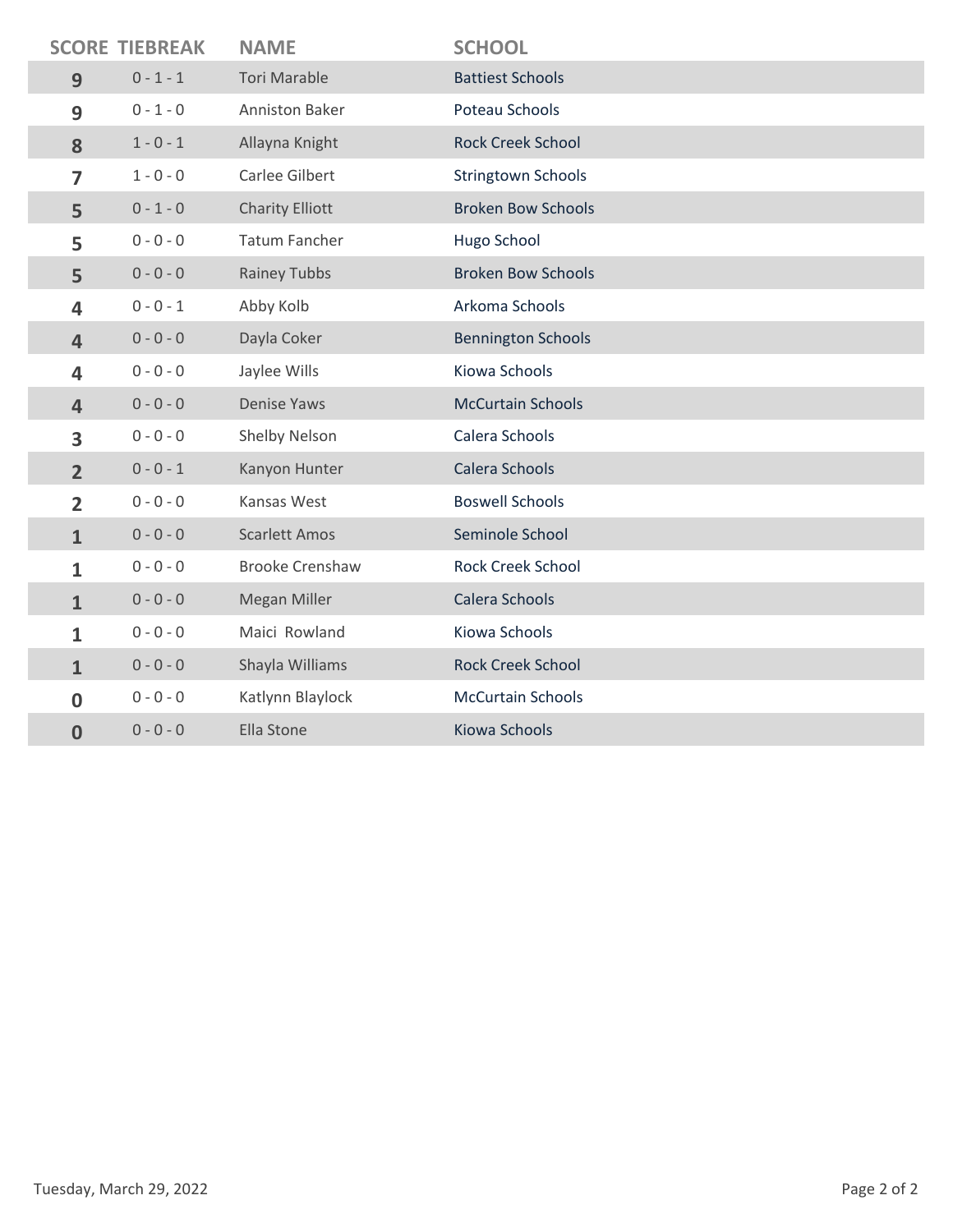| SCORE | TIEBREAK | NAME | SCHOOL |
|---|---|---|---|
| 9 | 0 - 1 - 1 | Tori Marable | Battiest Schools |
| 9 | 0 - 1 - 0 | Anniston Baker | Poteau Schools |
| 8 | 1 - 0 - 1 | Allayna Knight | Rock Creek School |
| 7 | 1 - 0 - 0 | Carlee Gilbert | Stringtown Schools |
| 5 | 0 - 1 - 0 | Charity Elliott | Broken Bow Schools |
| 5 | 0 - 0 - 0 | Tatum Fancher | Hugo School |
| 5 | 0 - 0 - 0 | Rainey Tubbs | Broken Bow Schools |
| 4 | 0 - 0 - 1 | Abby Kolb | Arkoma Schools |
| 4 | 0 - 0 - 0 | Dayla Coker | Bennington Schools |
| 4 | 0 - 0 - 0 | Jaylee Wills | Kiowa Schools |
| 4 | 0 - 0 - 0 | Denise Yaws | McCurtain Schools |
| 3 | 0 - 0 - 0 | Shelby Nelson | Calera Schools |
| 2 | 0 - 0 - 1 | Kanyon Hunter | Calera Schools |
| 2 | 0 - 0 - 0 | Kansas West | Boswell Schools |
| 1 | 0 - 0 - 0 | Scarlett Amos | Seminole School |
| 1 | 0 - 0 - 0 | Brooke Crenshaw | Rock Creek School |
| 1 | 0 - 0 - 0 | Megan Miller | Calera Schools |
| 1 | 0 - 0 - 0 | Maici Rowland | Kiowa Schools |
| 1 | 0 - 0 - 0 | Shayla Williams | Rock Creek School |
| 0 | 0 - 0 - 0 | Katlynn Blaylock | McCurtain Schools |
| 0 | 0 - 0 - 0 | Ella Stone | Kiowa Schools |

Tuesday, March 29, 2022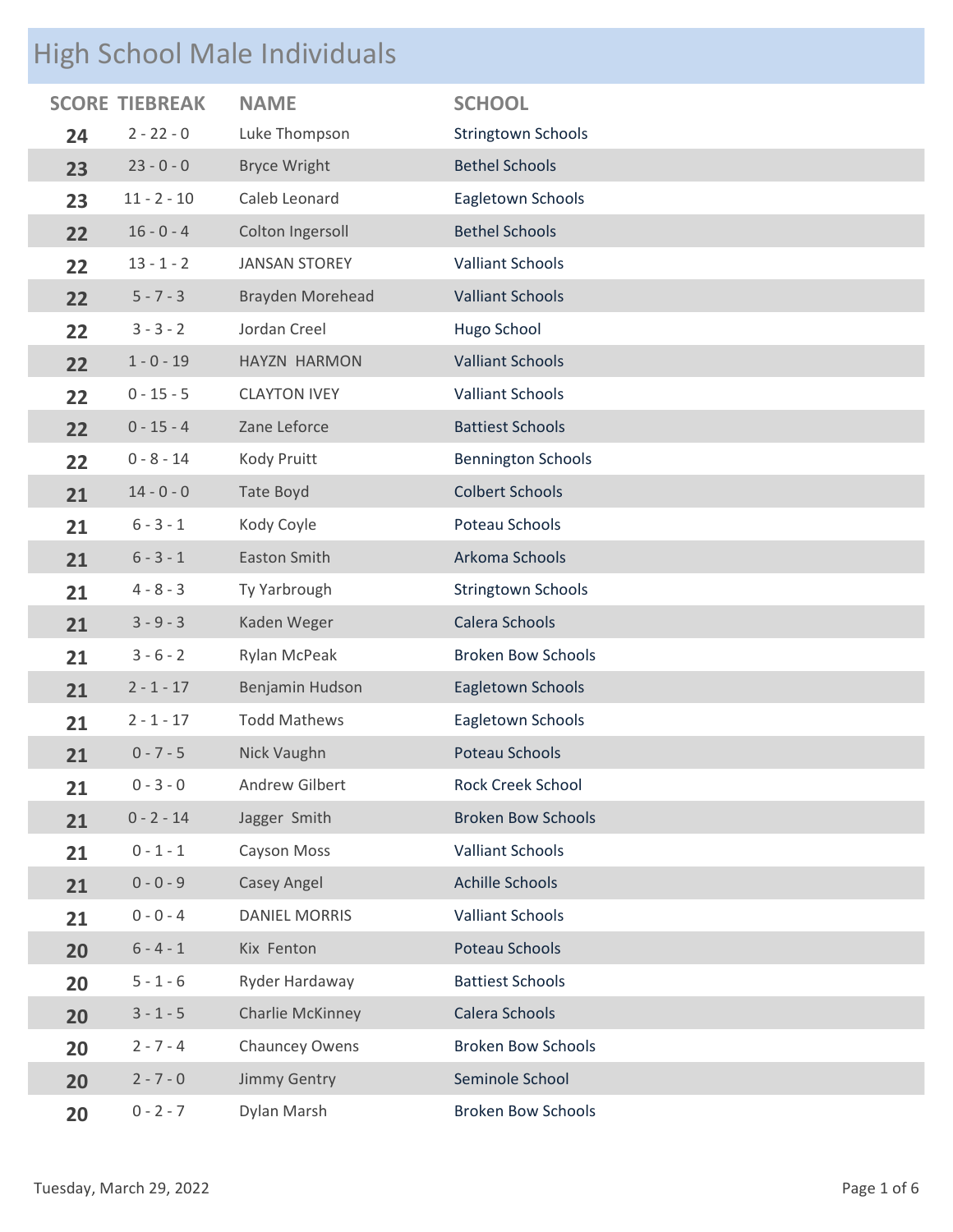# High School Male Individuals

| SCORE | TIEBREAK | NAME | SCHOOL |
|---|---|---|---|
| 24 | 2 - 22 - 0 | Luke Thompson | Stringtown Schools |
| 23 | 23 - 0 - 0 | Bryce Wright | Bethel Schools |
| 23 | 11 - 2 - 10 | Caleb Leonard | Eagletown Schools |
| 22 | 16 - 0 - 4 | Colton Ingersoll | Bethel Schools |
| 22 | 13 - 1 - 2 | JANSAN STOREY | Valliant Schools |
| 22 | 5 - 7 - 3 | Brayden Morehead | Valliant Schools |
| 22 | 3 - 3 - 2 | Jordan Creel | Hugo School |
| 22 | 1 - 0 - 19 | HAYZN HARMON | Valliant Schools |
| 22 | 0 - 15 - 5 | CLAYTON IVEY | Valliant Schools |
| 22 | 0 - 15 - 4 | Zane Leforce | Battiest Schools |
| 22 | 0 - 8 - 14 | Kody Pruitt | Bennington Schools |
| 21 | 14 - 0 - 0 | Tate Boyd | Colbert Schools |
| 21 | 6 - 3 - 1 | Kody Coyle | Poteau Schools |
| 21 | 6 - 3 - 1 | Easton Smith | Arkoma Schools |
| 21 | 4 - 8 - 3 | Ty Yarbrough | Stringtown Schools |
| 21 | 3 - 9 - 3 | Kaden Weger | Calera Schools |
| 21 | 3 - 6 - 2 | Rylan McPeak | Broken Bow Schools |
| 21 | 2 - 1 - 17 | Benjamin Hudson | Eagletown Schools |
| 21 | 2 - 1 - 17 | Todd Mathews | Eagletown Schools |
| 21 | 0 - 7 - 5 | Nick Vaughn | Poteau Schools |
| 21 | 0 - 3 - 0 | Andrew Gilbert | Rock Creek School |
| 21 | 0 - 2 - 14 | Jagger Smith | Broken Bow Schools |
| 21 | 0 - 1 - 1 | Cayson Moss | Valliant Schools |
| 21 | 0 - 0 - 9 | Casey Angel | Achille Schools |
| 21 | 0 - 0 - 4 | DANIEL MORRIS | Valliant Schools |
| 20 | 6 - 4 - 1 | Kix Fenton | Poteau Schools |
| 20 | 5 - 1 - 6 | Ryder Hardaway | Battiest Schools |
| 20 | 3 - 1 - 5 | Charlie McKinney | Calera Schools |
| 20 | 2 - 7 - 4 | Chauncey Owens | Broken Bow Schools |
| 20 | 2 - 7 - 0 | Jimmy Gentry | Seminole School |
| 20 | 0 - 2 - 7 | Dylan Marsh | Broken Bow Schools |

Tuesday, March 29, 2022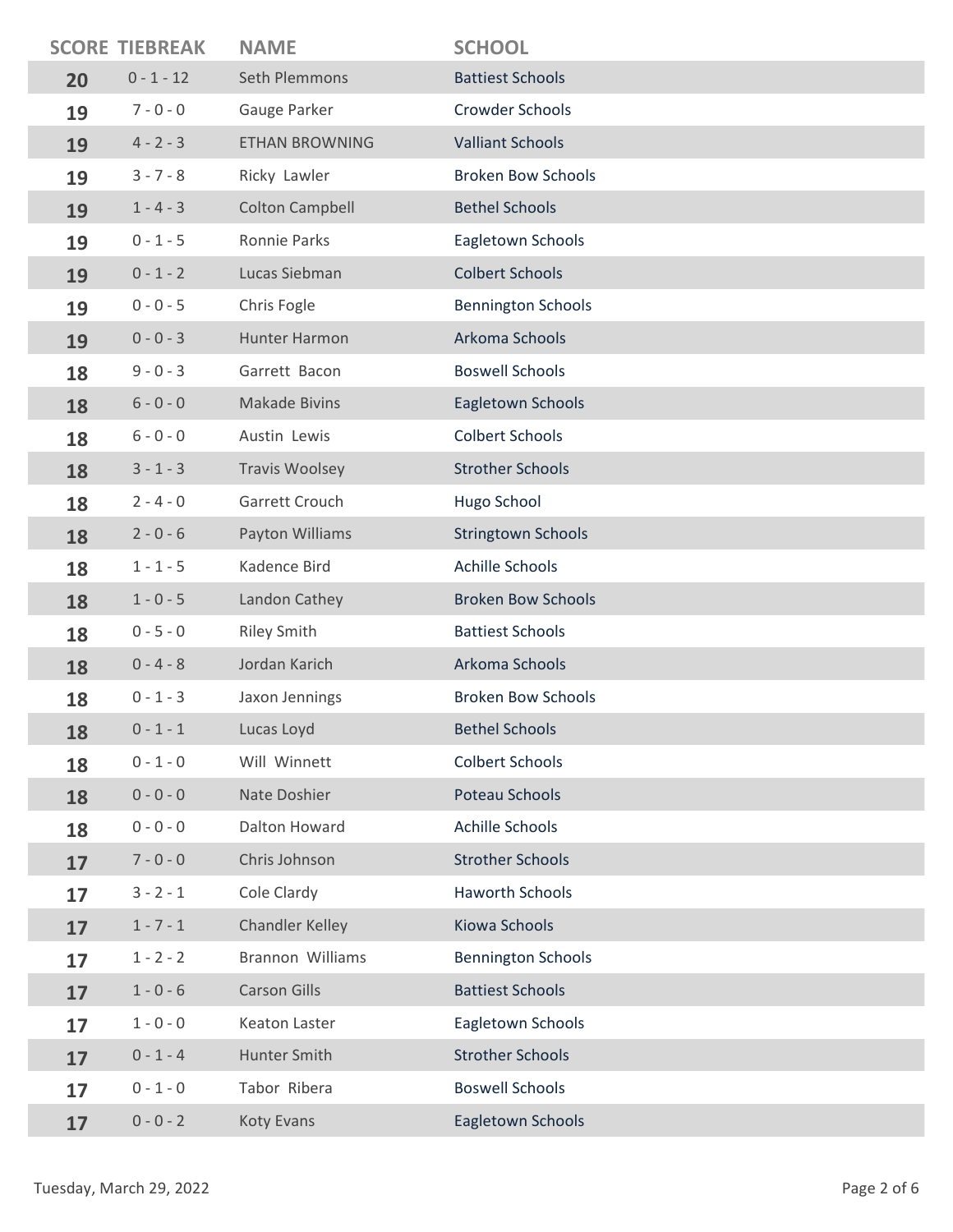| SCORE | TIEBREAK | NAME | SCHOOL |
|---|---|---|---|
| 20 | 0 - 1 - 12 | Seth Plemmons | Battiest Schools |
| 19 | 7 - 0 - 0 | Gauge Parker | Crowder Schools |
| 19 | 4 - 2 - 3 | ETHAN BROWNING | Valliant Schools |
| 19 | 3 - 7 - 8 | Ricky  Lawler | Broken Bow Schools |
| 19 | 1 - 4 - 3 | Colton Campbell | Bethel Schools |
| 19 | 0 - 1 - 5 | Ronnie Parks | Eagletown Schools |
| 19 | 0 - 1 - 2 | Lucas Siebman | Colbert Schools |
| 19 | 0 - 0 - 5 | Chris Fogle | Bennington Schools |
| 19 | 0 - 0 - 3 | Hunter Harmon | Arkoma Schools |
| 18 | 9 - 0 - 3 | Garrett  Bacon | Boswell Schools |
| 18 | 6 - 0 - 0 | Makade Bivins | Eagletown Schools |
| 18 | 6 - 0 - 0 | Austin  Lewis | Colbert Schools |
| 18 | 3 - 1 - 3 | Travis Woolsey | Strother Schools |
| 18 | 2 - 4 - 0 | Garrett Crouch | Hugo School |
| 18 | 2 - 0 - 6 | Payton Williams | Stringtown Schools |
| 18 | 1 - 1 - 5 | Kadence Bird | Achille Schools |
| 18 | 1 - 0 - 5 | Landon Cathey | Broken Bow Schools |
| 18 | 0 - 5 - 0 | Riley Smith | Battiest Schools |
| 18 | 0 - 4 - 8 | Jordan Karich | Arkoma Schools |
| 18 | 0 - 1 - 3 | Jaxon Jennings | Broken Bow Schools |
| 18 | 0 - 1 - 1 | Lucas Loyd | Bethel Schools |
| 18 | 0 - 1 - 0 | Will  Winnett | Colbert Schools |
| 18 | 0 - 0 - 0 | Nate Doshier | Poteau Schools |
| 18 | 0 - 0 - 0 | Dalton Howard | Achille Schools |
| 17 | 7 - 0 - 0 | Chris Johnson | Strother Schools |
| 17 | 3 - 2 - 1 | Cole Clardy | Haworth Schools |
| 17 | 1 - 7 - 1 | Chandler Kelley | Kiowa Schools |
| 17 | 1 - 2 - 2 | Brannon  Williams | Bennington Schools |
| 17 | 1 - 0 - 6 | Carson Gills | Battiest Schools |
| 17 | 1 - 0 - 0 | Keaton Laster | Eagletown Schools |
| 17 | 0 - 1 - 4 | Hunter Smith | Strother Schools |
| 17 | 0 - 1 - 0 | Tabor  Ribera | Boswell Schools |
| 17 | 0 - 0 - 2 | Koty Evans | Eagletown Schools |

Tuesday, March 29, 2022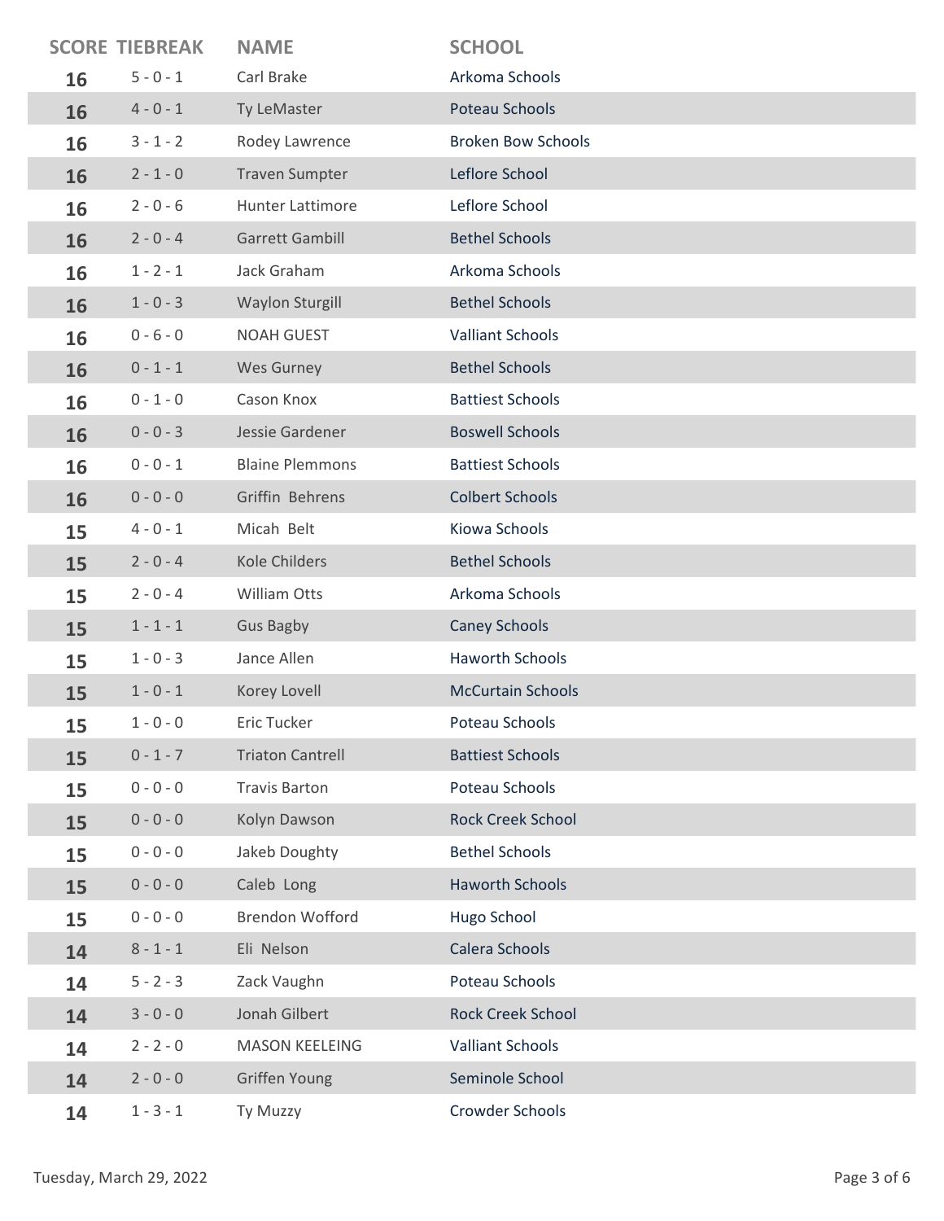| SCORE | TIEBREAK | NAME | SCHOOL |
|---|---|---|---|
| 16 | 5 - 0 - 1 | Carl Brake | Arkoma Schools |
| 16 | 4 - 0 - 1 | Ty LeMaster | Poteau Schools |
| 16 | 3 - 1 - 2 | Rodey Lawrence | Broken Bow Schools |
| 16 | 2 - 1 - 0 | Traven Sumpter | Leflore School |
| 16 | 2 - 0 - 6 | Hunter Lattimore | Leflore School |
| 16 | 2 - 0 - 4 | Garrett Gambill | Bethel Schools |
| 16 | 1 - 2 - 1 | Jack Graham | Arkoma Schools |
| 16 | 1 - 0 - 3 | Waylon Sturgill | Bethel Schools |
| 16 | 0 - 6 - 0 | NOAH GUEST | Valliant Schools |
| 16 | 0 - 1 - 1 | Wes Gurney | Bethel Schools |
| 16 | 0 - 1 - 0 | Cason Knox | Battiest Schools |
| 16 | 0 - 0 - 3 | Jessie Gardener | Boswell Schools |
| 16 | 0 - 0 - 1 | Blaine Plemmons | Battiest Schools |
| 16 | 0 - 0 - 0 | Griffin Behrens | Colbert Schools |
| 15 | 4 - 0 - 1 | Micah Belt | Kiowa Schools |
| 15 | 2 - 0 - 4 | Kole Childers | Bethel Schools |
| 15 | 2 - 0 - 4 | William Otts | Arkoma Schools |
| 15 | 1 - 1 - 1 | Gus Bagby | Caney Schools |
| 15 | 1 - 0 - 3 | Jance Allen | Haworth Schools |
| 15 | 1 - 0 - 1 | Korey Lovell | McCurtain Schools |
| 15 | 1 - 0 - 0 | Eric Tucker | Poteau Schools |
| 15 | 0 - 1 - 7 | Triaton Cantrell | Battiest Schools |
| 15 | 0 - 0 - 0 | Travis Barton | Poteau Schools |
| 15 | 0 - 0 - 0 | Kolyn Dawson | Rock Creek School |
| 15 | 0 - 0 - 0 | Jakeb Doughty | Bethel Schools |
| 15 | 0 - 0 - 0 | Caleb Long | Haworth Schools |
| 15 | 0 - 0 - 0 | Brendon Wofford | Hugo School |
| 14 | 8 - 1 - 1 | Eli Nelson | Calera Schools |
| 14 | 5 - 2 - 3 | Zack Vaughn | Poteau Schools |
| 14 | 3 - 0 - 0 | Jonah Gilbert | Rock Creek School |
| 14 | 2 - 2 - 0 | MASON KEELEING | Valliant Schools |
| 14 | 2 - 0 - 0 | Griffen Young | Seminole School |
| 14 | 1 - 3 - 1 | Ty Muzzy | Crowder Schools |

Tuesday, March 29, 2022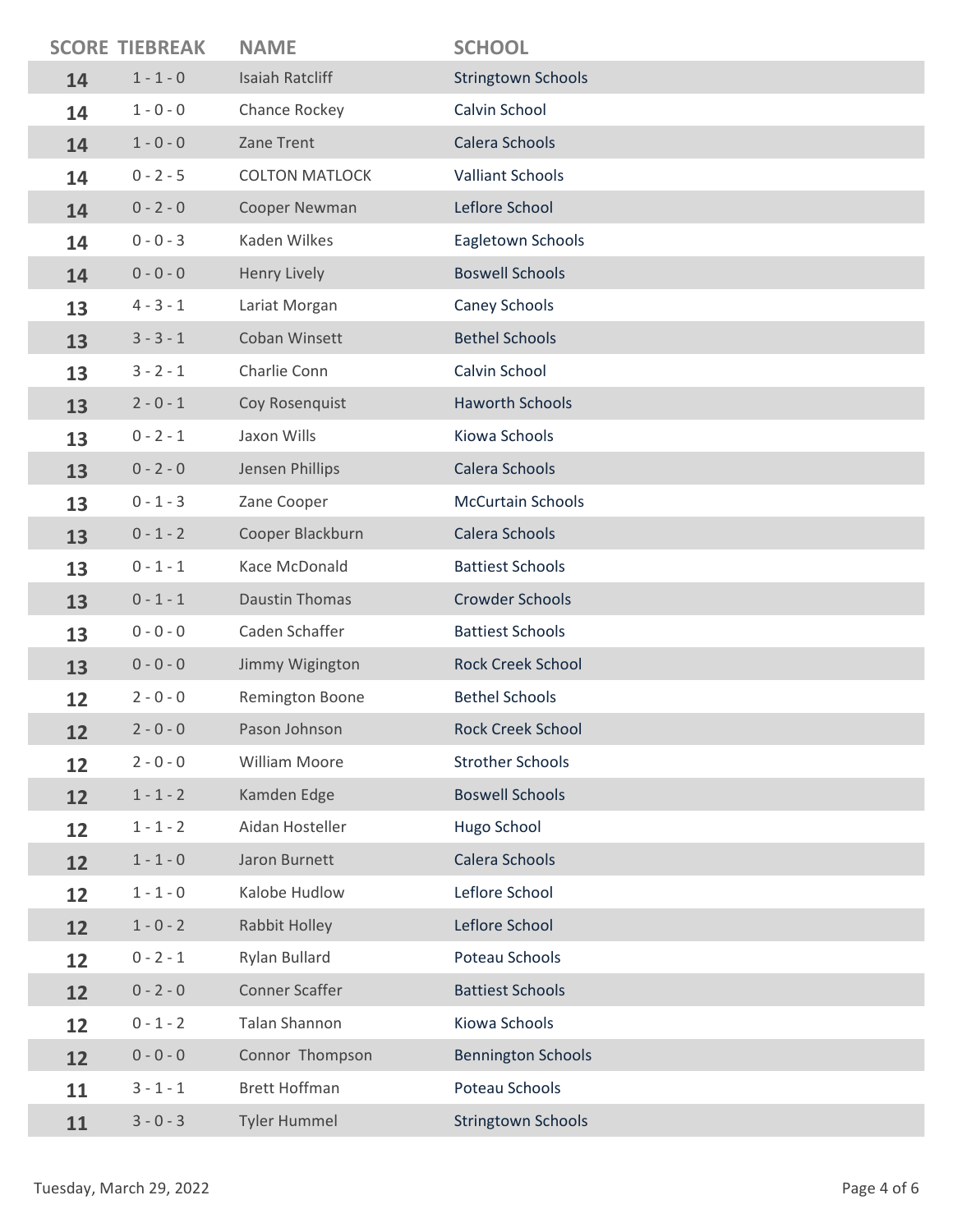| SCORE | TIEBREAK | NAME | SCHOOL |
|---|---|---|---|
| 14 | 1 - 1 - 0 | Isaiah Ratcliff | Stringtown Schools |
| 14 | 1 - 0 - 0 | Chance Rockey | Calvin School |
| 14 | 1 - 0 - 0 | Zane Trent | Calera Schools |
| 14 | 0 - 2 - 5 | COLTON MATLOCK | Valliant Schools |
| 14 | 0 - 2 - 0 | Cooper Newman | Leflore School |
| 14 | 0 - 0 - 3 | Kaden Wilkes | Eagletown Schools |
| 14 | 0 - 0 - 0 | Henry Lively | Boswell Schools |
| 13 | 4 - 3 - 1 | Lariat Morgan | Caney Schools |
| 13 | 3 - 3 - 1 | Coban Winsett | Bethel Schools |
| 13 | 3 - 2 - 1 | Charlie Conn | Calvin School |
| 13 | 2 - 0 - 1 | Coy Rosenquist | Haworth Schools |
| 13 | 0 - 2 - 1 | Jaxon Wills | Kiowa Schools |
| 13 | 0 - 2 - 0 | Jensen Phillips | Calera Schools |
| 13 | 0 - 1 - 3 | Zane Cooper | McCurtain Schools |
| 13 | 0 - 1 - 2 | Cooper Blackburn | Calera Schools |
| 13 | 0 - 1 - 1 | Kace McDonald | Battiest Schools |
| 13 | 0 - 1 - 1 | Daustin Thomas | Crowder Schools |
| 13 | 0 - 0 - 0 | Caden Schaffer | Battiest Schools |
| 13 | 0 - 0 - 0 | Jimmy Wigington | Rock Creek School |
| 12 | 2 - 0 - 0 | Remington Boone | Bethel Schools |
| 12 | 2 - 0 - 0 | Pason Johnson | Rock Creek School |
| 12 | 2 - 0 - 0 | William Moore | Strother Schools |
| 12 | 1 - 1 - 2 | Kamden Edge | Boswell Schools |
| 12 | 1 - 1 - 2 | Aidan Hosteller | Hugo School |
| 12 | 1 - 1 - 0 | Jaron Burnett | Calera Schools |
| 12 | 1 - 1 - 0 | Kalobe Hudlow | Leflore School |
| 12 | 1 - 0 - 2 | Rabbit Holley | Leflore School |
| 12 | 0 - 2 - 1 | Rylan Bullard | Poteau Schools |
| 12 | 0 - 2 - 0 | Conner Scaffer | Battiest Schools |
| 12 | 0 - 1 - 2 | Talan Shannon | Kiowa Schools |
| 12 | 0 - 0 - 0 | Connor Thompson | Bennington Schools |
| 11 | 3 - 1 - 1 | Brett Hoffman | Poteau Schools |
| 11 | 3 - 0 - 3 | Tyler Hummel | Stringtown Schools |

Tuesday, March 29, 2022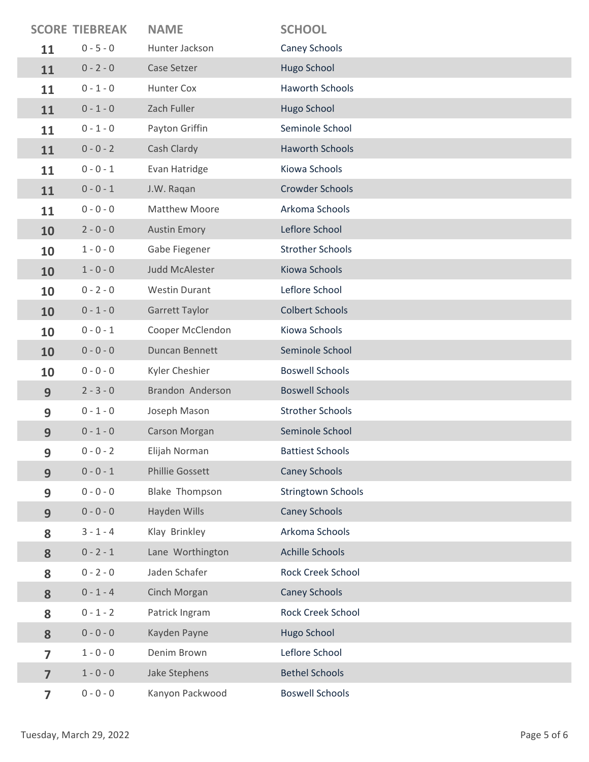| SCORE | TIEBREAK | NAME | SCHOOL |
|---|---|---|---|
| 11 | 0 - 5 - 0 | Hunter Jackson | Caney Schools |
| 11 | 0 - 2 - 0 | Case Setzer | Hugo School |
| 11 | 0 - 1 - 0 | Hunter Cox | Haworth Schools |
| 11 | 0 - 1 - 0 | Zach Fuller | Hugo School |
| 11 | 0 - 1 - 0 | Payton Griffin | Seminole School |
| 11 | 0 - 0 - 2 | Cash Clardy | Haworth Schools |
| 11 | 0 - 0 - 1 | Evan Hatridge | Kiowa Schools |
| 11 | 0 - 0 - 1 | J.W. Raqan | Crowder Schools |
| 11 | 0 - 0 - 0 | Matthew Moore | Arkoma Schools |
| 10 | 2 - 0 - 0 | Austin Emory | Leflore School |
| 10 | 1 - 0 - 0 | Gabe Fiegener | Strother Schools |
| 10 | 1 - 0 - 0 | Judd McAlester | Kiowa Schools |
| 10 | 0 - 2 - 0 | Westin Durant | Leflore School |
| 10 | 0 - 1 - 0 | Garrett Taylor | Colbert Schools |
| 10 | 0 - 0 - 1 | Cooper McClendon | Kiowa Schools |
| 10 | 0 - 0 - 0 | Duncan Bennett | Seminole School |
| 10 | 0 - 0 - 0 | Kyler Cheshier | Boswell Schools |
| 9 | 2 - 3 - 0 | Brandon Anderson | Boswell Schools |
| 9 | 0 - 1 - 0 | Joseph Mason | Strother Schools |
| 9 | 0 - 1 - 0 | Carson Morgan | Seminole School |
| 9 | 0 - 0 - 2 | Elijah Norman | Battiest Schools |
| 9 | 0 - 0 - 1 | Phillie Gossett | Caney Schools |
| 9 | 0 - 0 - 0 | Blake Thompson | Stringtown Schools |
| 9 | 0 - 0 - 0 | Hayden Wills | Caney Schools |
| 8 | 3 - 1 - 4 | Klay Brinkley | Arkoma Schools |
| 8 | 0 - 2 - 1 | Lane Worthington | Achille Schools |
| 8 | 0 - 2 - 0 | Jaden Schafer | Rock Creek School |
| 8 | 0 - 1 - 4 | Cinch Morgan | Caney Schools |
| 8 | 0 - 1 - 2 | Patrick Ingram | Rock Creek School |
| 8 | 0 - 0 - 0 | Kayden Payne | Hugo School |
| 7 | 1 - 0 - 0 | Denim Brown | Leflore School |
| 7 | 1 - 0 - 0 | Jake Stephens | Bethel Schools |
| 7 | 0 - 0 - 0 | Kanyon Packwood | Boswell Schools |

Tuesday, March 29, 2022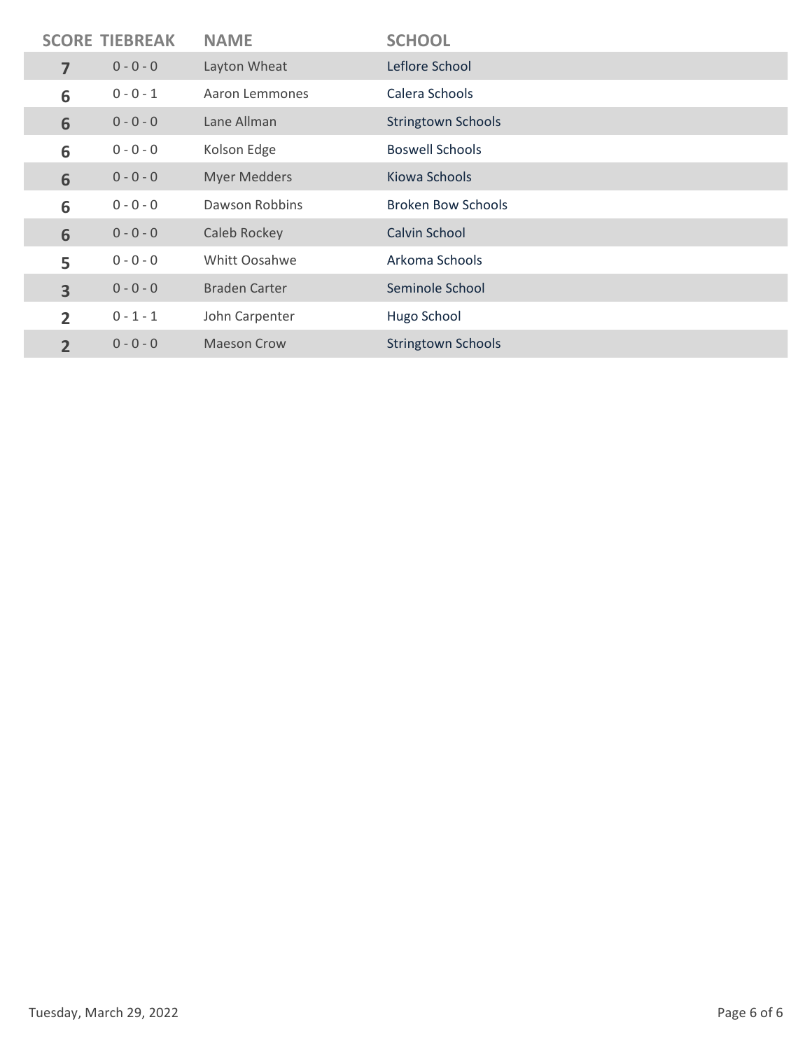| SCORE | TIEBREAK | NAME | SCHOOL |
|---|---|---|---|
| 7 | 0 - 0 - 0 | Layton Wheat | Leflore School |
| 6 | 0 - 0 - 1 | Aaron Lemmones | Calera Schools |
| 6 | 0 - 0 - 0 | Lane Allman | Stringtown Schools |
| 6 | 0 - 0 - 0 | Kolson Edge | Boswell Schools |
| 6 | 0 - 0 - 0 | Myer Medders | Kiowa Schools |
| 6 | 0 - 0 - 0 | Dawson Robbins | Broken Bow Schools |
| 6 | 0 - 0 - 0 | Caleb Rockey | Calvin School |
| 5 | 0 - 0 - 0 | Whitt Oosahwe | Arkoma Schools |
| 3 | 0 - 0 - 0 | Braden Carter | Seminole School |
| 2 | 0 - 1 - 1 | John Carpenter | Hugo School |
| 2 | 0 - 0 - 0 | Maeson Crow | Stringtown Schools |

Tuesday, March 29, 2022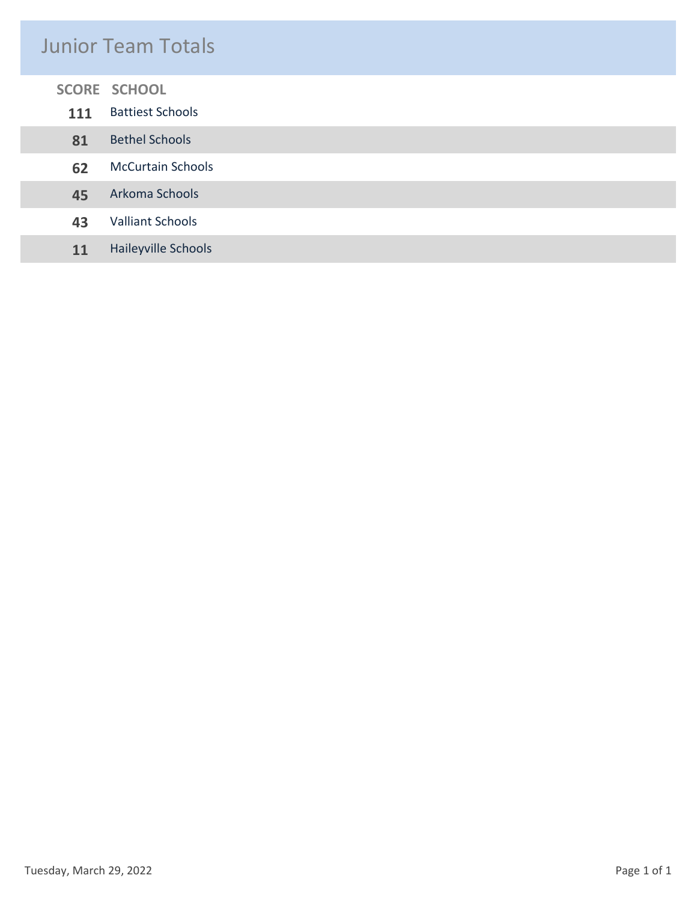# Junior Team Totals

| SCORE | SCHOOL |
|---|---|
| 111 | Battiest Schools |
| 81 | Bethel Schools |
| 62 | McCurtain Schools |
| 45 | Arkoma Schools |
| 43 | Valliant Schools |
| 11 | Haileyville Schools |

Tuesday, March 29, 2022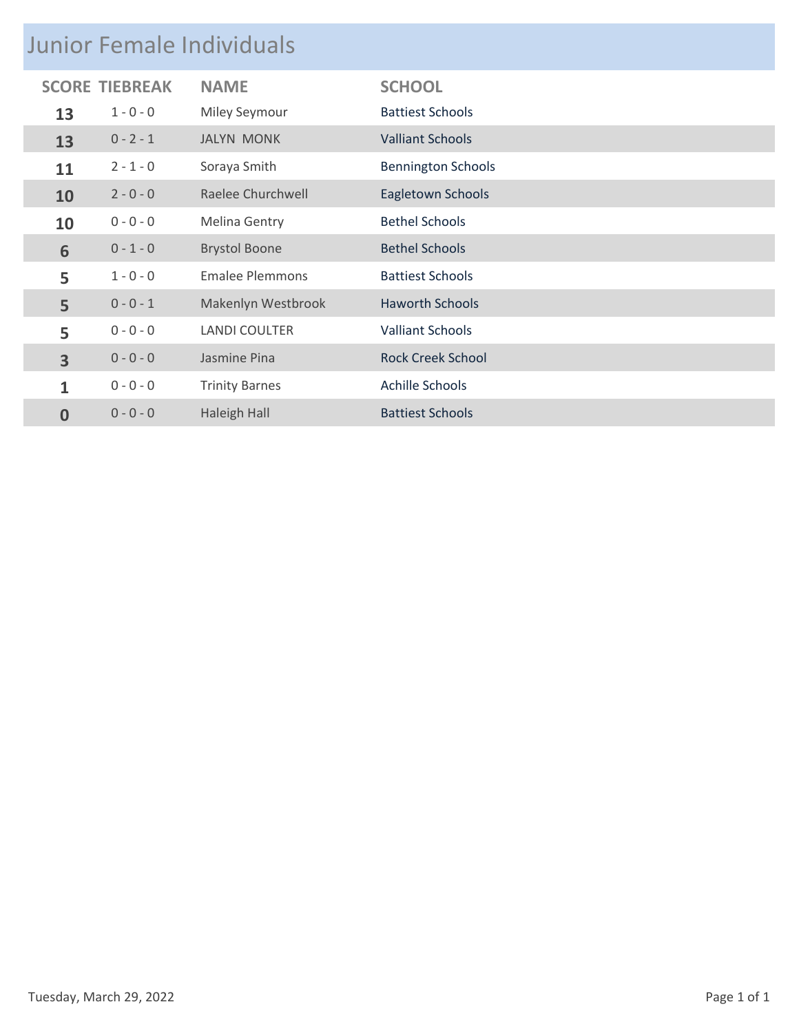# Junior Female Individuals

| SCORE | TIEBREAK | NAME | SCHOOL |
|---|---|---|---|
| **13** | 1 - 0 - 0 | Miley Seymour | Battiest Schools |
| **13** | 0 - 2 - 1 | JALYN MONK | Valliant Schools |
| **11** | 2 - 1 - 0 | Soraya Smith | Bennington Schools |
| **10** | 2 - 0 - 0 | Raelee Churchwell | Eagletown Schools |
| **10** | 0 - 0 - 0 | Melina Gentry | Bethel Schools |
| **6** | 0 - 1 - 0 | Brystol Boone | Bethel Schools |
| **5** | 1 - 0 - 0 | Emalee Plemmons | Battiest Schools |
| **5** | 0 - 0 - 1 | Makenlyn Westbrook | Haworth Schools |
| **5** | 0 - 0 - 0 | LANDI COULTER | Valliant Schools |
| **3** | 0 - 0 - 0 | Jasmine Pina | Rock Creek School |
| **1** | 0 - 0 - 0 | Trinity Barnes | Achille Schools |
| **0** | 0 - 0 - 0 | Haleigh Hall | Battiest Schools |

Tuesday, March 29, 2022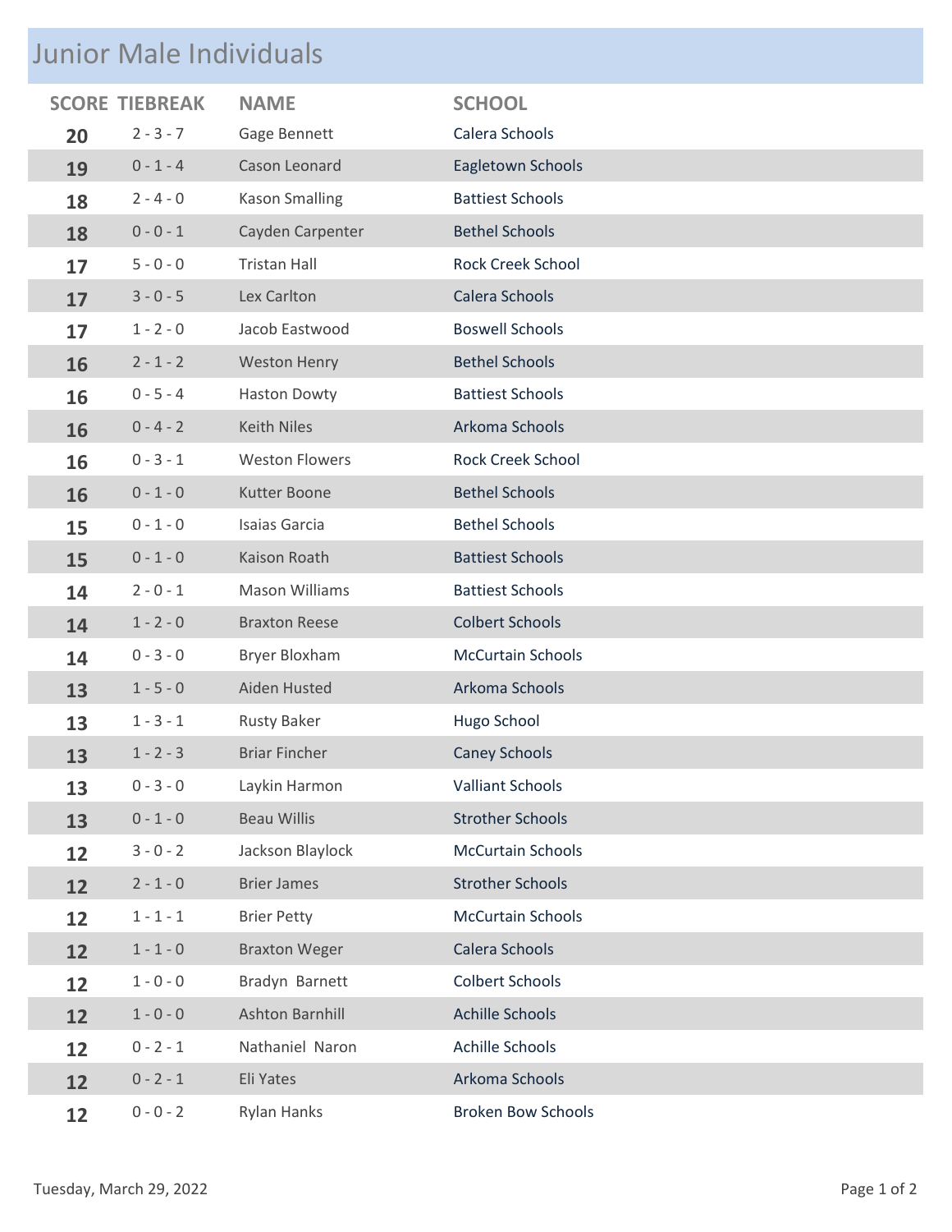## Junior Male Individuals

| SCORE | TIEBREAK | NAME | SCHOOL |
|---|---|---|---|
| **20** | 2 - 3 - 7 | Gage Bennett | Calera Schools |
| **19** | 0 - 1 - 4 | Cason Leonard | Eagletown Schools |
| **18** | 2 - 4 - 0 | Kason Smalling | Battiest Schools |
| **18** | 0 - 0 - 1 | Cayden Carpenter | Bethel Schools |
| **17** | 5 - 0 - 0 | Tristan Hall | Rock Creek School |
| **17** | 3 - 0 - 5 | Lex Carlton | Calera Schools |
| **17** | 1 - 2 - 0 | Jacob Eastwood | Boswell Schools |
| **16** | 2 - 1 - 2 | Weston Henry | Bethel Schools |
| **16** | 0 - 5 - 4 | Haston Dowty | Battiest Schools |
| **16** | 0 - 4 - 2 | Keith Niles | Arkoma Schools |
| **16** | 0 - 3 - 1 | Weston Flowers | Rock Creek School |
| **16** | 0 - 1 - 0 | Kutter Boone | Bethel Schools |
| **15** | 0 - 1 - 0 | Isaias Garcia | Bethel Schools |
| **15** | 0 - 1 - 0 | Kaison Roath | Battiest Schools |
| **14** | 2 - 0 - 1 | Mason Williams | Battiest Schools |
| **14** | 1 - 2 - 0 | Braxton Reese | Colbert Schools |
| **14** | 0 - 3 - 0 | Bryer Bloxham | McCurtain Schools |
| **13** | 1 - 5 - 0 | Aiden Husted | Arkoma Schools |
| **13** | 1 - 3 - 1 | Rusty Baker | Hugo School |
| **13** | 1 - 2 - 3 | Briar Fincher | Caney Schools |
| **13** | 0 - 3 - 0 | Laykin Harmon | Valliant Schools |
| **13** | 0 - 1 - 0 | Beau Willis | Strother Schools |
| **12** | 3 - 0 - 2 | Jackson Blaylock | McCurtain Schools |
| **12** | 2 - 1 - 0 | Brier James | Strother Schools |
| **12** | 1 - 1 - 1 | Brier Petty | McCurtain Schools |
| **12** | 1 - 1 - 0 | Braxton Weger | Calera Schools |
| **12** | 1 - 0 - 0 | Bradyn Barnett | Colbert Schools |
| **12** | 1 - 0 - 0 | Ashton Barnhill | Achille Schools |
| **12** | 0 - 2 - 1 | Nathaniel Naron | Achille Schools |
| **12** | 0 - 2 - 1 | Eli Yates | Arkoma Schools |
| **12** | 0 - 0 - 2 | Rylan Hanks | Broken Bow Schools |

Tuesday, March 29, 2022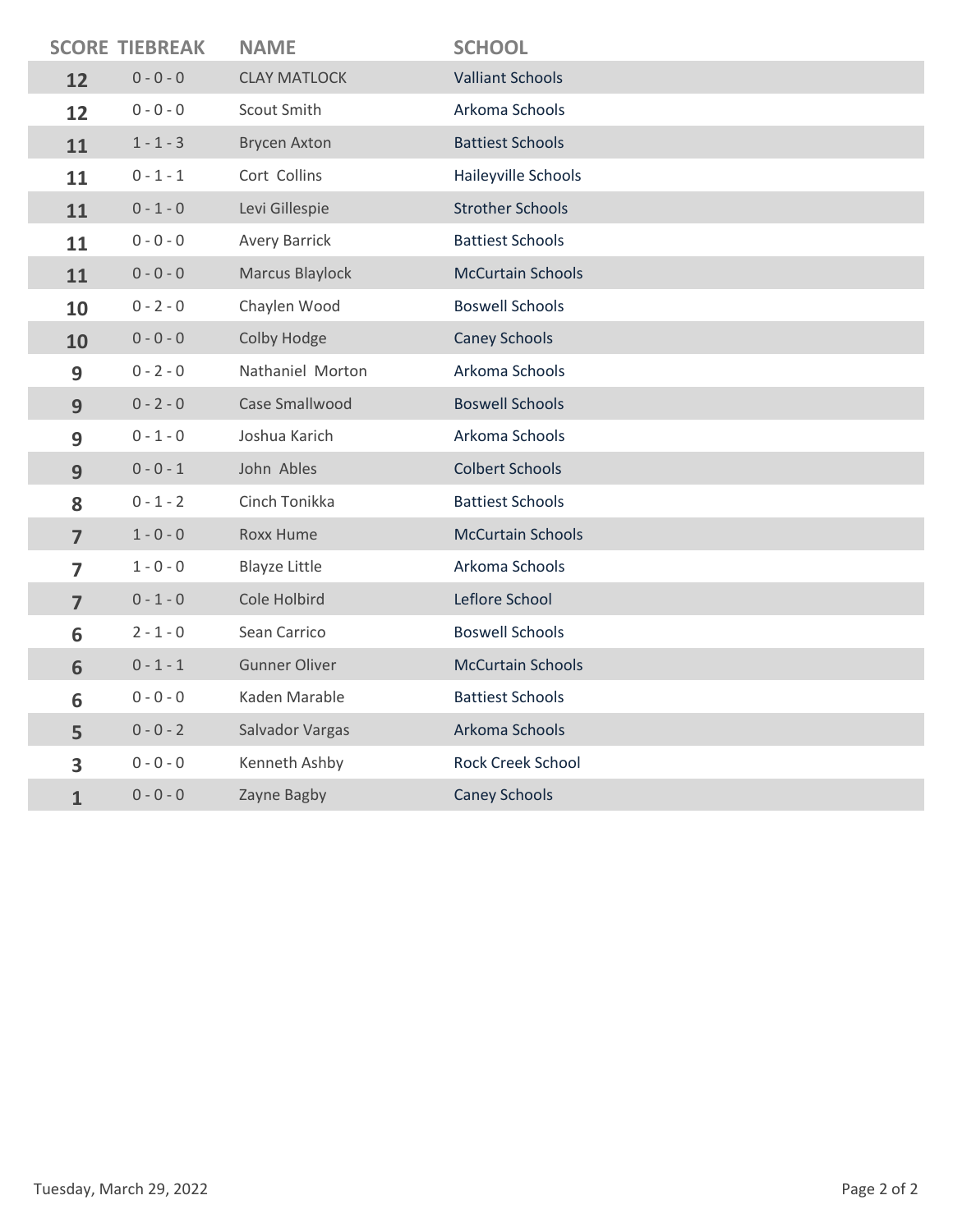| SCORE | TIEBREAK | NAME | SCHOOL |
| --- | --- | --- | --- |
| 12 | 0 - 0 - 0 | CLAY MATLOCK | Valliant Schools |
| 12 | 0 - 0 - 0 | Scout Smith | Arkoma Schools |
| 11 | 1 - 1 - 3 | Brycen Axton | Battiest Schools |
| 11 | 0 - 1 - 1 | Cort Collins | Haileyville Schools |
| 11 | 0 - 1 - 0 | Levi Gillespie | Strother Schools |
| 11 | 0 - 0 - 0 | Avery Barrick | Battiest Schools |
| 11 | 0 - 0 - 0 | Marcus Blaylock | McCurtain Schools |
| 10 | 0 - 2 - 0 | Chaylen Wood | Boswell Schools |
| 10 | 0 - 0 - 0 | Colby Hodge | Caney Schools |
| 9 | 0 - 2 - 0 | Nathaniel Morton | Arkoma Schools |
| 9 | 0 - 2 - 0 | Case Smallwood | Boswell Schools |
| 9 | 0 - 1 - 0 | Joshua Karich | Arkoma Schools |
| 9 | 0 - 0 - 1 | John Ables | Colbert Schools |
| 8 | 0 - 1 - 2 | Cinch Tonikka | Battiest Schools |
| 7 | 1 - 0 - 0 | Roxx Hume | McCurtain Schools |
| 7 | 1 - 0 - 0 | Blayze Little | Arkoma Schools |
| 7 | 0 - 1 - 0 | Cole Holbird | Leflore School |
| 6 | 2 - 1 - 0 | Sean Carrico | Boswell Schools |
| 6 | 0 - 1 - 1 | Gunner Oliver | McCurtain Schools |
| 6 | 0 - 0 - 0 | Kaden Marable | Battiest Schools |
| 5 | 0 - 0 - 2 | Salvador Vargas | Arkoma Schools |
| 3 | 0 - 0 - 0 | Kenneth Ashby | Rock Creek School |
| 1 | 0 - 0 - 0 | Zayne Bagby | Caney Schools |

Tuesday, March 29, 2022